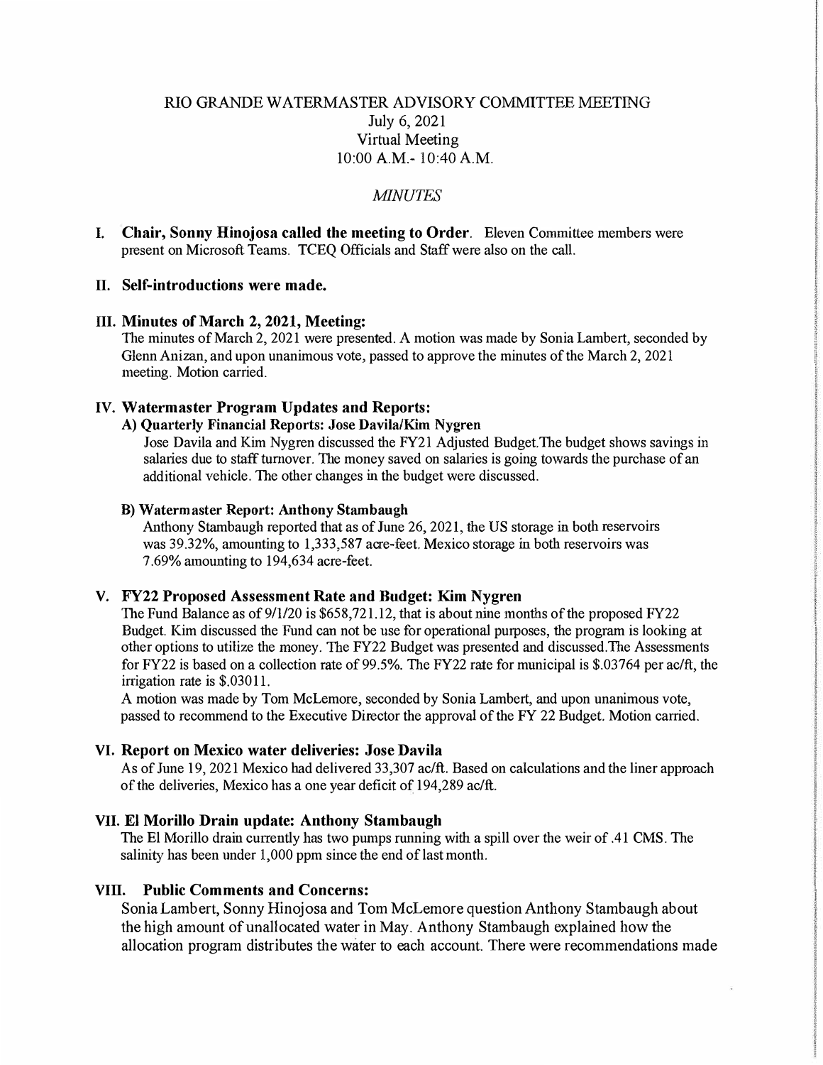# RIO GRANDE WATERMASTER ADVISORY COMMITTEE MEETING

July 6, 2021
Virtual Meeting
10:00 A.M.- 10:40 A.M.

*MINUTES*

## I. Chair, Sonny Hinojosa called the meeting to Order.

Eleven Committee members were present on Microsoft Teams. TCEQ Officials and Staff were also on the call.

## II. Self-introductions were made.

## III. Minutes of March 2, 2021, Meeting:

The minutes of March 2, 2021 were presented. A motion was made by Sonia Lambert, seconded by Glenn Anizan, and upon unanimous vote, passed to approve the minutes of the March 2, 2021 meeting. Motion carried.

## IV. Watermaster Program Updates and Reports:

### A) Quarterly Financial Reports: Jose Davila/Kim Nygren

Jose Davila and Kim Nygren discussed the FY21 Adjusted Budget.The budget shows savings in salaries due to staff turnover. The money saved on salaries is going towards the purchase of an additional vehicle. The other changes in the budget were discussed.

### B) Watermaster Report: Anthony Stambaugh

Anthony Stambaugh reported that as of June 26, 2021, the US storage in both reservoirs was 39.32%, amounting to 1,333,587 acre-feet. Mexico storage in both reservoirs was 7.69% amounting to 194,634 acre-feet.

## V. FY22 Proposed Assessment Rate and Budget: Kim Nygren

The Fund Balance as of 9/1/20 is $658,721.12, that is about nine months of the proposed FY22 Budget. Kim discussed the Fund can not be use for operational purposes, the program is looking at other options to utilize the money. The FY22 Budget was presented and discussed.The Assessments for FY22 is based on a collection rate of 99.5%. The FY22 rate for municipal is $.03764 per ac/ft, the irrigation rate is $.03011.

A motion was made by Tom McLemore, seconded by Sonia Lambert, and upon unanimous vote, passed to recommend to the Executive Director the approval of the FY 22 Budget. Motion carried.

## VI. Report on Mexico water deliveries: Jose Davila

As of June 19, 2021 Mexico had delivered 33,307 ac/ft. Based on calculations and the liner approach of the deliveries, Mexico has a one year deficit of 194,289 ac/ft.

## VII. El Morillo Drain update: Anthony Stambaugh

The El Morillo drain currently has two pumps running with a spill over the weir of .41 CMS. The salinity has been under 1,000 ppm since the end of last month.

## VIII. Public Comments and Concerns:

Sonia Lambert, Sonny Hinojosa and Tom McLemore question Anthony Stambaugh about the high amount of unallocated water in May. Anthony Stambaugh explained how the allocation program distributes the water to each account. There were recommendations made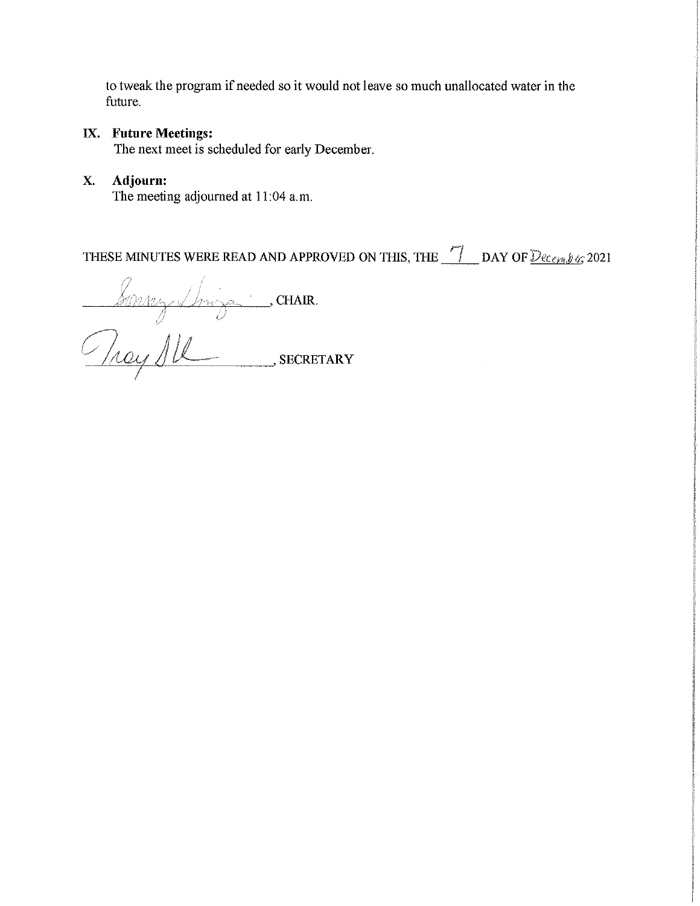to tweak the program if needed so it would not leave so much unallocated water in the future.

## IX. Future Meetings:

The next meet is scheduled for early December.

## X. Adjourn:

The meeting adjourned at 11:04 a.m.

THESE MINUTES WERE READ AND APPROVED ON THIS, THE 7 DAY OF December 2021

_______________, CHAIR.

_______________, SECRETARY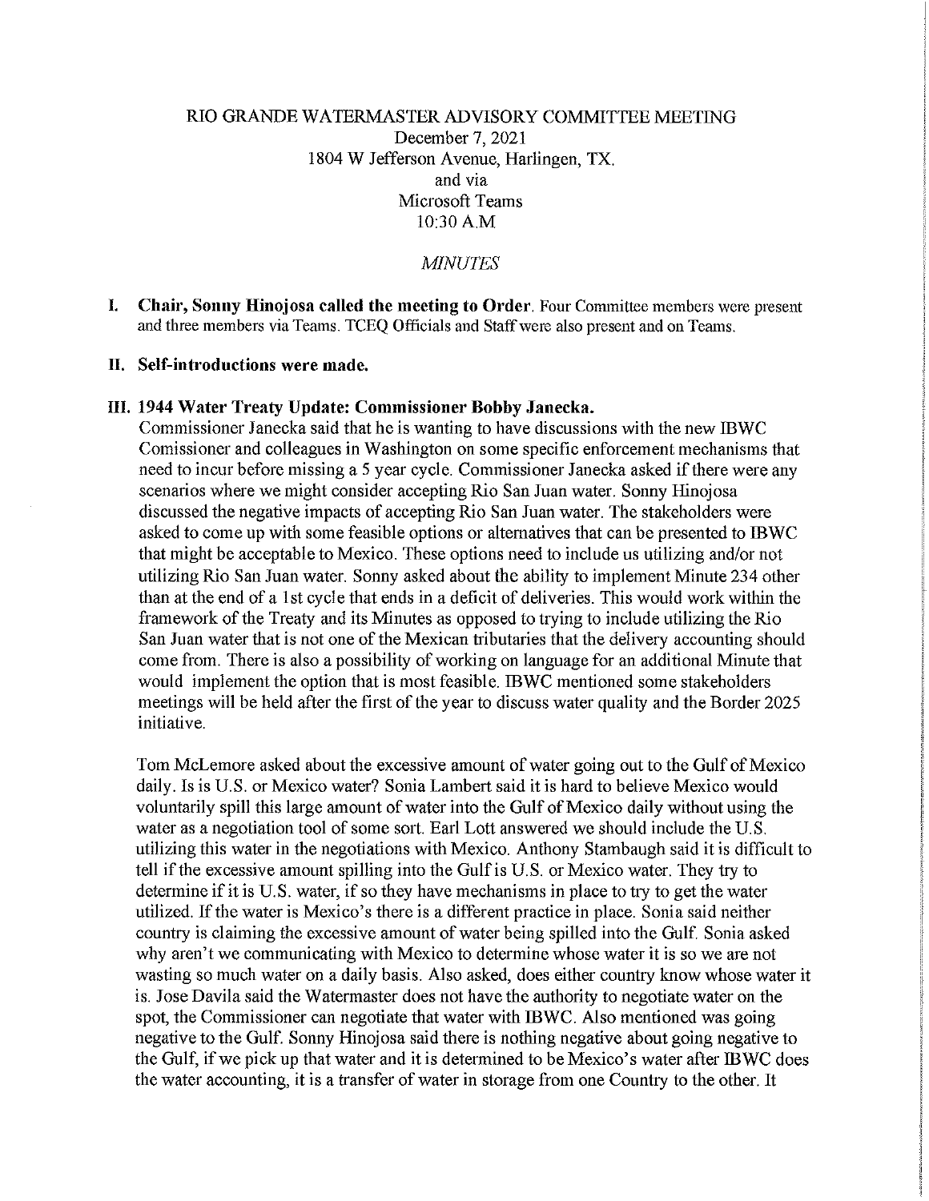RIO GRANDE WATERMASTER ADVISORY COMMITTEE MEETING
December 7, 2021
1804 W Jefferson Avenue, Harlingen, TX.
and via
Microsoft Teams
10:30 A.M

*MINUTES*

**I. Chair, Sonny Hinojosa called the meeting to Order.** Four Committee members were present and three members via Teams. TCEQ Officials and Staff were also present and on Teams.

**II. Self-introductions were made.**

**III. 1944 Water Treaty Update: Commissioner Bobby Janecka.**

Commissioner Janecka said that he is wanting to have discussions with the new IBWC Comissioner and colleagues in Washington on some specific enforcement mechanisms that need to incur before missing a 5 year cycle. Commissioner Janecka asked if there were any scenarios where we might consider accepting Rio San Juan water. Sonny Hinojosa discussed the negative impacts of accepting Rio San Juan water. The stakeholders were asked to come up with some feasible options or alternatives that can be presented to IBWC that might be acceptable to Mexico. These options need to include us utilizing and/or not utilizing Rio San Juan water. Sonny asked about the ability to implement Minute 234 other than at the end of a 1st cycle that ends in a deficit of deliveries. This would work within the framework of the Treaty and its Minutes as opposed to trying to include utilizing the Rio San Juan water that is not one of the Mexican tributaries that the delivery accounting should come from. There is also a possibility of working on language for an additional Minute that would implement the option that is most feasible. IBWC mentioned some stakeholders meetings will be held after the first of the year to discuss water quality and the Border 2025 initiative.

Tom McLemore asked about the excessive amount of water going out to the Gulf of Mexico daily. Is is U.S. or Mexico water? Sonia Lambert said it is hard to believe Mexico would voluntarily spill this large amount of water into the Gulf of Mexico daily without using the water as a negotiation tool of some sort. Earl Lott answered we should include the U.S. utilizing this water in the negotiations with Mexico. Anthony Stambaugh said it is difficult to tell if the excessive amount spilling into the Gulf is U.S. or Mexico water. They try to determine if it is U.S. water, if so they have mechanisms in place to try to get the water utilized. If the water is Mexico's there is a different practice in place. Sonia said neither country is claiming the excessive amount of water being spilled into the Gulf. Sonia asked why aren't we communicating with Mexico to determine whose water it is so we are not wasting so much water on a daily basis. Also asked, does either country know whose water it is. Jose Davila said the Watermaster does not have the authority to negotiate water on the spot, the Commissioner can negotiate that water with IBWC. Also mentioned was going negative to the Gulf. Sonny Hinojosa said there is nothing negative about going negative to the Gulf, if we pick up that water and it is determined to be Mexico's water after IBWC does the water accounting, it is a transfer of water in storage from one Country to the other. It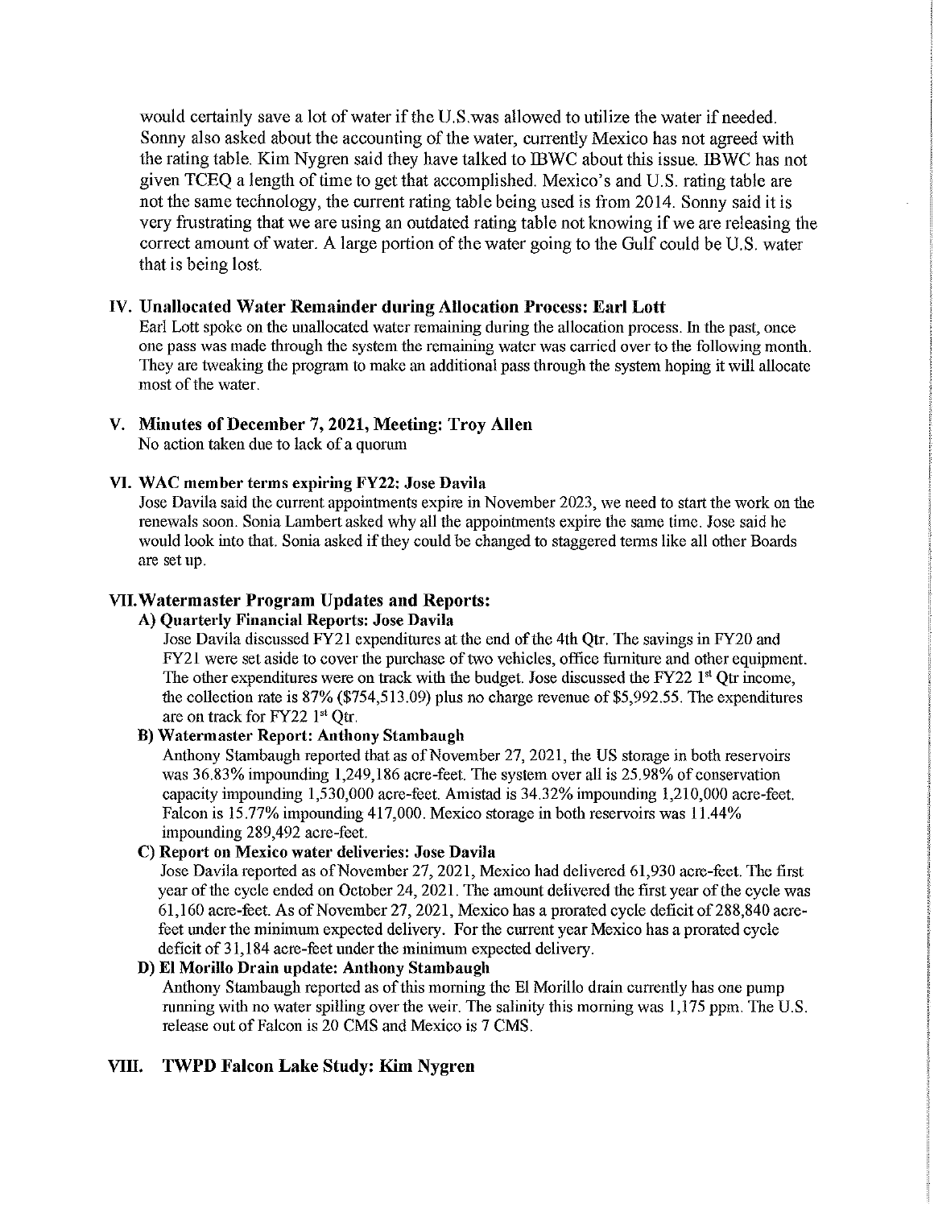would certainly save a lot of water if the U.S.was allowed to utilize the water if needed. Sonny also asked about the accounting of the water, currently Mexico has not agreed with the rating table. Kim Nygren said they have talked to IBWC about this issue. IBWC has not given TCEQ a length of time to get that accomplished. Mexico's and U.S. rating table are not the same technology, the current rating table being used is from 2014. Sonny said it is very frustrating that we are using an outdated rating table not knowing if we are releasing the correct amount of water. A large portion of the water going to the Gulf could be U.S. water that is being lost.

## IV. Unallocated Water Remainder during Allocation Process: Earl Lott

Earl Lott spoke on the unallocated water remaining during the allocation process. In the past, once one pass was made through the system the remaining water was carried over to the following month. They are tweaking the program to make an additional pass through the system hoping it will allocate most of the water.

## V. Minutes of December 7, 2021, Meeting: Troy Allen

No action taken due to lack of a quorum

## VI. WAC member terms expiring FY22: Jose Davila

Jose Davila said the current appointments expire in November 2023, we need to start the work on the renewals soon. Sonia Lambert asked why all the appointments expire the same time. Jose said he would look into that. Sonia asked if they could be changed to staggered terms like all other Boards are set up.

## VII. Watermaster Program Updates and Reports:

### A) Quarterly Financial Reports: Jose Davila

Jose Davila discussed FY21 expenditures at the end of the 4th Qtr. The savings in FY20 and FY21 were set aside to cover the purchase of two vehicles, office furniture and other equipment. The other expenditures were on track with the budget. Jose discussed the FY22 1st Qtr income, the collection rate is 87% ($754,513.09) plus no charge revenue of $5,992.55. The expenditures are on track for FY22 1st Qtr.

### B) Watermaster Report: Anthony Stambaugh

Anthony Stambaugh reported that as of November 27, 2021, the US storage in both reservoirs was 36.83% impounding 1,249,186 acre-feet. The system over all is 25.98% of conservation capacity impounding 1,530,000 acre-feet. Amistad is 34.32% impounding 1,210,000 acre-feet. Falcon is 15.77% impounding 417,000. Mexico storage in both reservoirs was 11.44% impounding 289,492 acre-feet.

### C) Report on Mexico water deliveries: Jose Davila

Jose Davila reported as of November 27, 2021, Mexico had delivered 61,930 acre-feet. The first year of the cycle ended on October 24, 2021. The amount delivered the first year of the cycle was 61,160 acre-feet. As of November 27, 2021, Mexico has a prorated cycle deficit of 288,840 acre-feet under the minimum expected delivery. For the current year Mexico has a prorated cycle deficit of 31,184 acre-feet under the minimum expected delivery.

### D) El Morillo Drain update: Anthony Stambaugh

Anthony Stambaugh reported as of this morning the El Morillo drain currently has one pump running with no water spilling over the weir. The salinity this morning was 1,175 ppm. The U.S. release out of Falcon is 20 CMS and Mexico is 7 CMS.

## VIII. TWPD Falcon Lake Study: Kim Nygren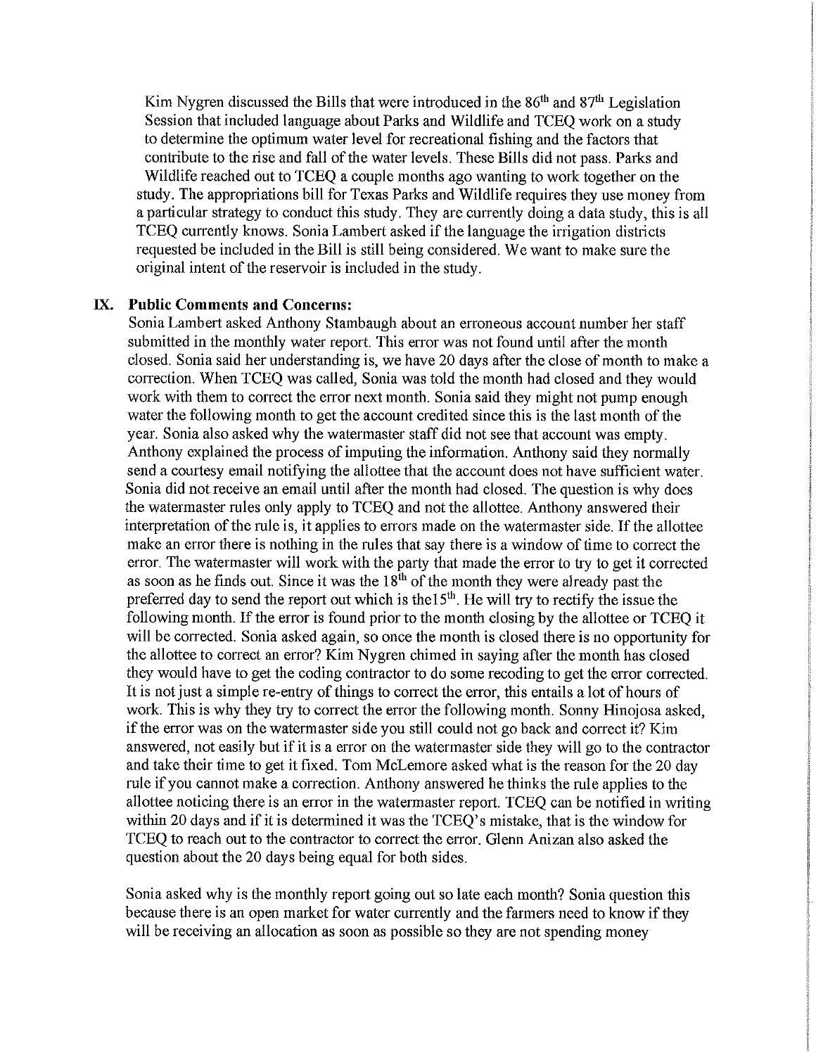Kim Nygren discussed the Bills that were introduced in the 86th and 87th Legislation Session that included language about Parks and Wildlife and TCEQ work on a study to determine the optimum water level for recreational fishing and the factors that contribute to the rise and fall of the water levels. These Bills did not pass. Parks and Wildlife reached out to TCEQ a couple months ago wanting to work together on the study. The appropriations bill for Texas Parks and Wildlife requires they use money from a particular strategy to conduct this study. They are currently doing a data study, this is all TCEQ currently knows. Sonia Lambert asked if the language the irrigation districts requested be included in the Bill is still being considered. We want to make sure the original intent of the reservoir is included in the study.

## IX. Public Comments and Concerns:

Sonia Lambert asked Anthony Stambaugh about an erroneous account number her staff submitted in the monthly water report. This error was not found until after the month closed. Sonia said her understanding is, we have 20 days after the close of month to make a correction. When TCEQ was called, Sonia was told the month had closed and they would work with them to correct the error next month. Sonia said they might not pump enough water the following month to get the account credited since this is the last month of the year. Sonia also asked why the watermaster staff did not see that account was empty. Anthony explained the process of imputing the information. Anthony said they normally send a courtesy email notifying the allottee that the account does not have sufficient water. Sonia did not receive an email until after the month had closed. The question is why does the watermaster rules only apply to TCEQ and not the allottee. Anthony answered their interpretation of the rule is, it applies to errors made on the watermaster side. If the allottee make an error there is nothing in the rules that say there is a window of time to correct the error. The watermaster will work with the party that made the error to try to get it corrected as soon as he finds out. Since it was the 18th of the month they were already past the preferred day to send the report out which is the15th. He will try to rectify the issue the following month. If the error is found prior to the month closing by the allottee or TCEQ it will be corrected. Sonia asked again, so once the month is closed there is no opportunity for the allottee to correct an error? Kim Nygren chimed in saying after the month has closed they would have to get the coding contractor to do some recoding to get the error corrected. It is not just a simple re-entry of things to correct the error, this entails a lot of hours of work. This is why they try to correct the error the following month. Sonny Hinojosa asked, if the error was on the watermaster side you still could not go back and correct it? Kim answered, not easily but if it is a error on the watermaster side they will go to the contractor and take their time to get it fixed. Tom McLemore asked what is the reason for the 20 day rule if you cannot make a correction. Anthony answered he thinks the rule applies to the allottee noticing there is an error in the watermaster report. TCEQ can be notified in writing within 20 days and if it is determined it was the TCEQ's mistake, that is the window for TCEQ to reach out to the contractor to correct the error. Glenn Anizan also asked the question about the 20 days being equal for both sides.

Sonia asked why is the monthly report going out so late each month? Sonia question this because there is an open market for water currently and the farmers need to know if they will be receiving an allocation as soon as possible so they are not spending money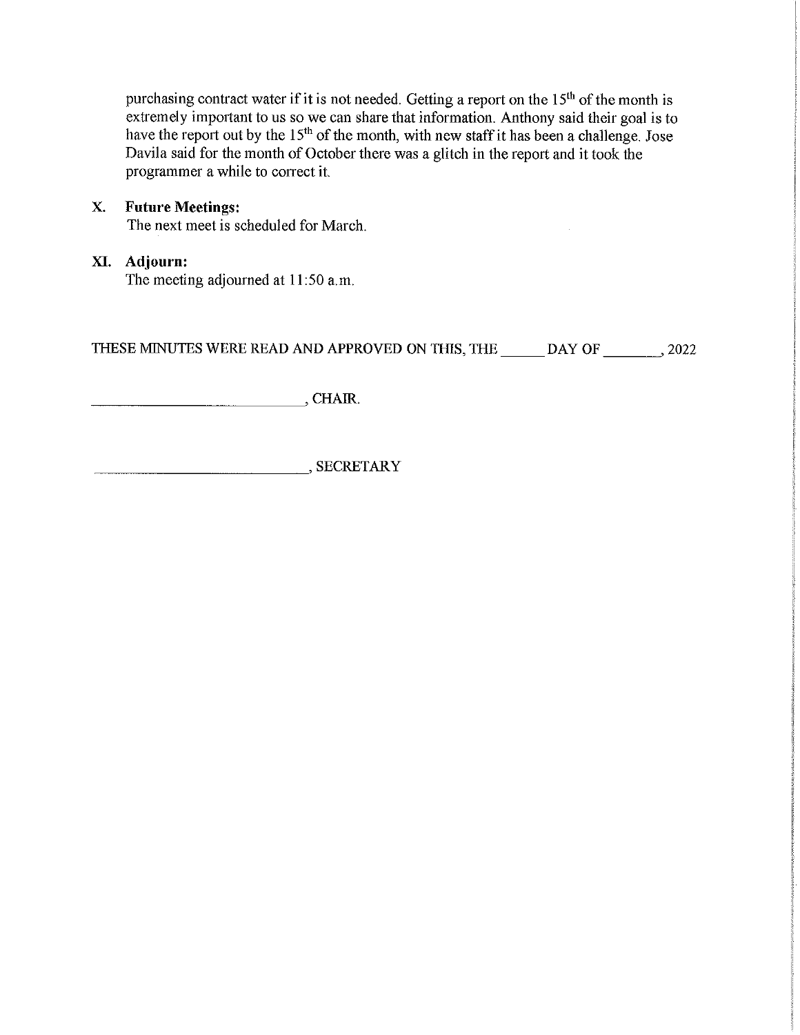purchasing contract water if it is not needed. Getting a report on the 15th of the month is extremely important to us so we can share that information. Anthony said their goal is to have the report out by the 15th of the month, with new staff it has been a challenge. Jose Davila said for the month of October there was a glitch in the report and it took the programmer a while to correct it.

## X. Future Meetings:

The next meet is scheduled for March.

## XI. Adjourn:

The meeting adjourned at 11:50 a.m.

THESE MINUTES WERE READ AND APPROVED ON THIS, THE ______ DAY OF ________, 2022

______________________________, CHAIR.

______________________________, SECRETARY